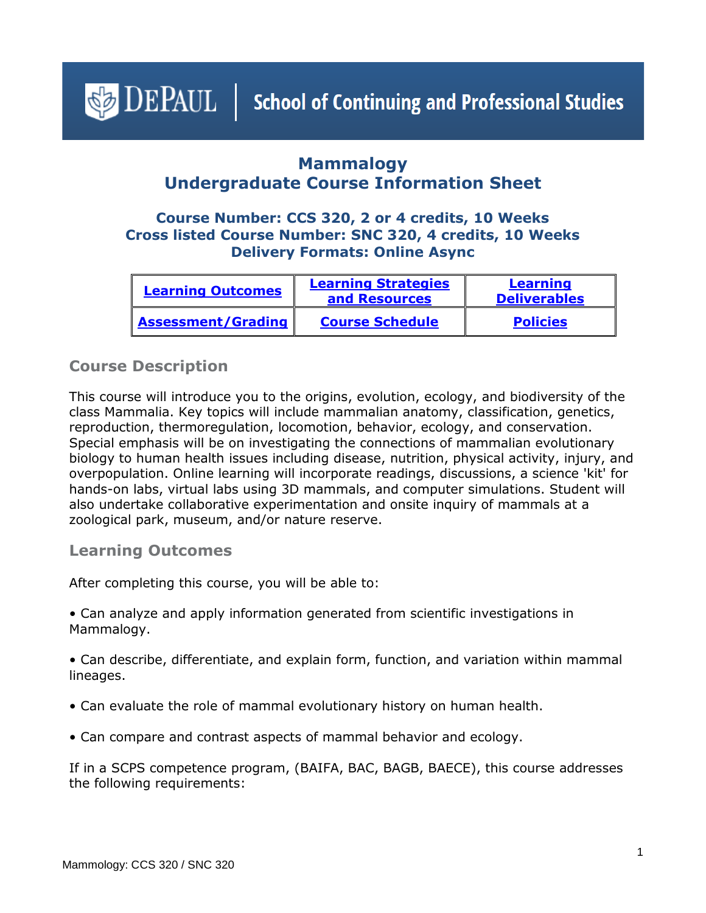DePaul | School of Continuing and Professional Studies

# Mammology
# Undergraduate Course Information Sheet

### Course Number: CCS 320, 2 or 4 credits, 10 Weeks
### Cross listed Course Number: SNC 320, 4 credits, 10 Weeks
### Delivery Formats: Online Async

| Learning Outcomes | Learning Strategies and Resources | Learning Deliverables |
|---|---|---|
| Assessment/Grading | Course Schedule | Policies |

## Course Description

This course will introduce you to the origins, evolution, ecology, and biodiversity of the class Mammalia. Key topics will include mammalian anatomy, classification, genetics, reproduction, thermoregulation, locomotion, behavior, ecology, and conservation. Special emphasis will be on investigating the connections of mammalian evolutionary biology to human health issues including disease, nutrition, physical activity, injury, and overpopulation. Online learning will incorporate readings, discussions, a science 'kit' for hands-on labs, virtual labs using 3D mammals, and computer simulations. Student will also undertake collaborative experimentation and onsite inquiry of mammals at a zoological park, museum, and/or nature reserve.

## Learning Outcomes

After completing this course, you will be able to:

• Can analyze and apply information generated from scientific investigations in Mammalogy.

• Can describe, differentiate, and explain form, function, and variation within mammal lineages.

• Can evaluate the role of mammal evolutionary history on human health.

• Can compare and contrast aspects of mammal behavior and ecology.

If in a SCPS competence program, (BAIFA, BAC, BAGB, BAECE), this course addresses the following requirements: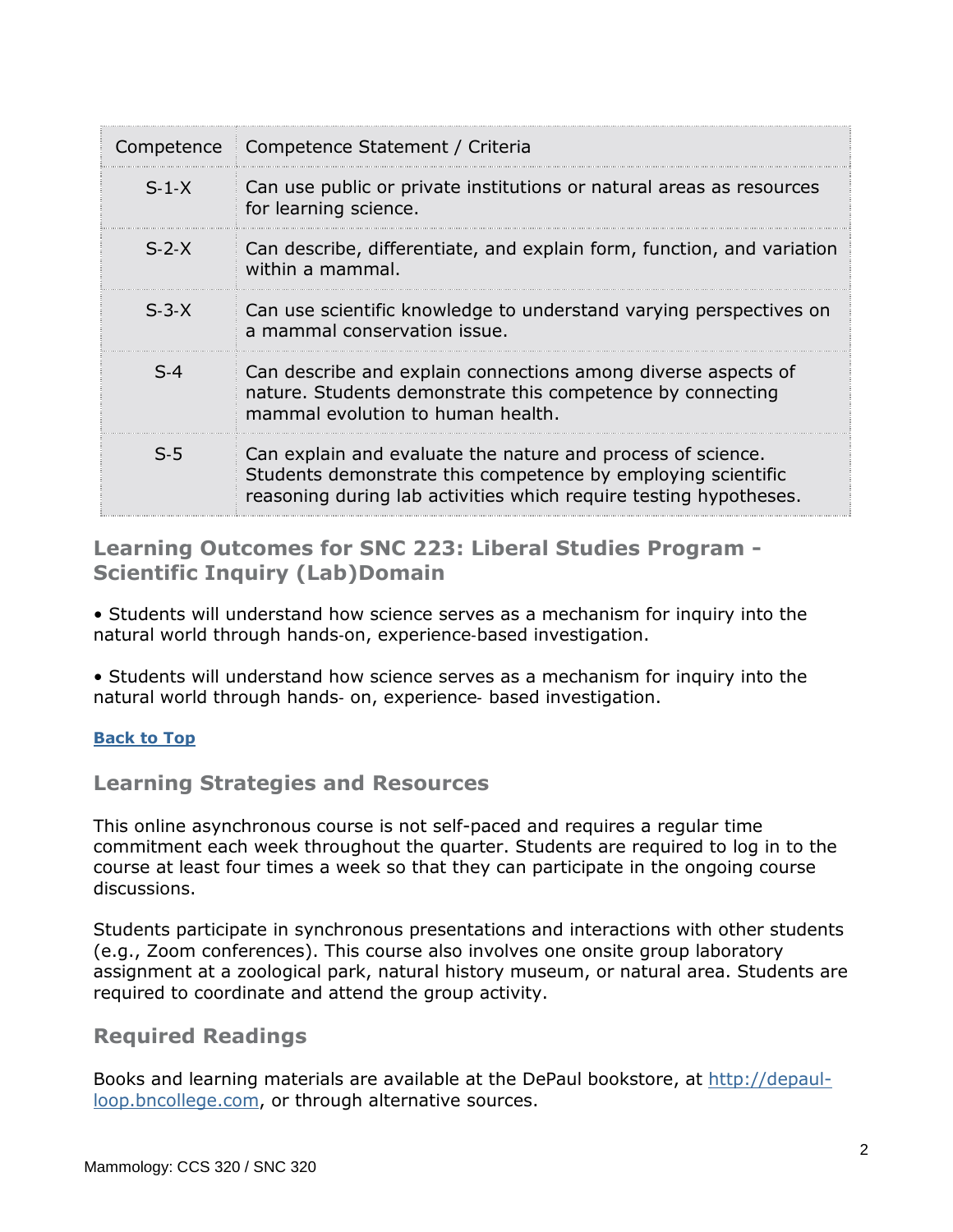| Competence | Competence Statement / Criteria |
| --- | --- |
| S-1-X | Can use public or private institutions or natural areas as resources for learning science. |
| S-2-X | Can describe, differentiate, and explain form, function, and variation within a mammal. |
| S-3-X | Can use scientific knowledge to understand varying perspectives on a mammal conservation issue. |
| S-4 | Can describe and explain connections among diverse aspects of nature. Students demonstrate this competence by connecting mammal evolution to human health. |
| S-5 | Can explain and evaluate the nature and process of science. Students demonstrate this competence by employing scientific reasoning during lab activities which require testing hypotheses. |

## Learning Outcomes for SNC 223: Liberal Studies Program - Scientific Inquiry (Lab)Domain

• Students will understand how science serves as a mechanism for inquiry into the natural world through hands-on, experience-based investigation.

• Students will understand how science serves as a mechanism for inquiry into the natural world through hands- on, experience- based investigation.

**Back to Top**

## Learning Strategies and Resources

This online asynchronous course is not self-paced and requires a regular time commitment each week throughout the quarter. Students are required to log in to the course at least four times a week so that they can participate in the ongoing course discussions.

Students participate in synchronous presentations and interactions with other students (e.g., Zoom conferences). This course also involves one onsite group laboratory assignment at a zoological park, natural history museum, or natural area. Students are required to coordinate and attend the group activity.

## Required Readings

Books and learning materials are available at the DePaul bookstore, at http://depaul-loop.bncollege.com, or through alternative sources.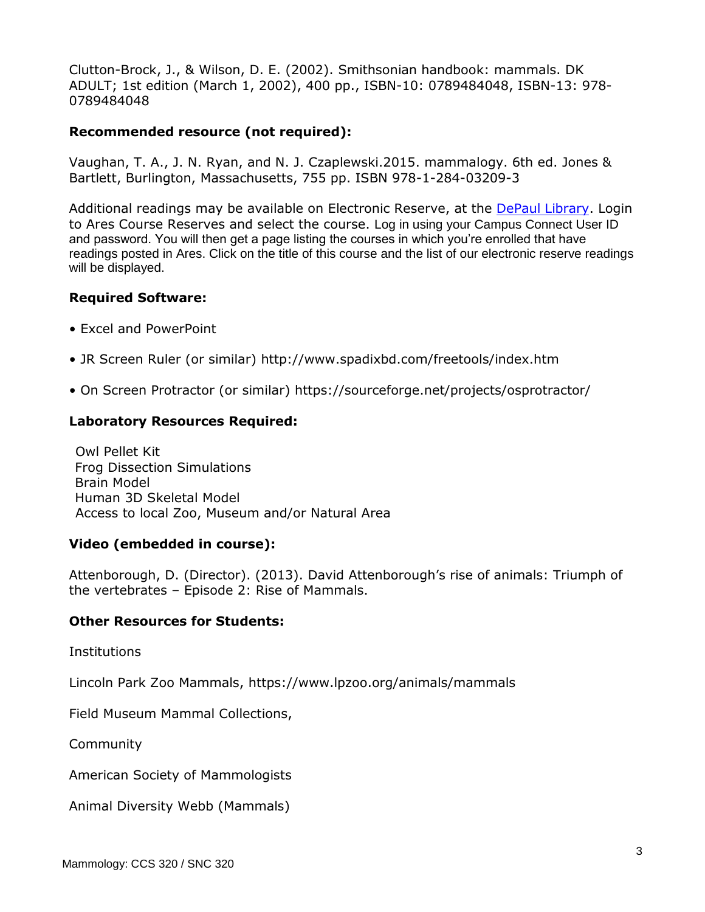Clutton-Brock, J., & Wilson, D. E. (2002). Smithsonian handbook: mammals. DK ADULT; 1st edition (March 1, 2002), 400 pp., ISBN-10: 0789484048, ISBN-13: 978-0789484048

**Recommended resource (not required):**

Vaughan, T. A., J. N. Ryan, and N. J. Czaplewski.2015. mammalogy. 6th ed. Jones & Bartlett, Burlington, Massachusetts, 755 pp. ISBN 978-1-284-03209-3

Additional readings may be available on Electronic Reserve, at the [DePaul Library](). Login to Ares Course Reserves and select the course. Log in using your Campus Connect User ID and password. You will then get a page listing the courses in which you're enrolled that have readings posted in Ares. Click on the title of this course and the list of our electronic reserve readings will be displayed.

**Required Software:**

- Excel and PowerPoint
- JR Screen Ruler (or similar) http://www.spadixbd.com/freetools/index.htm
- On Screen Protractor (or similar) https://sourceforge.net/projects/osprotractor/

**Laboratory Resources Required:**

Owl Pellet Kit
Frog Dissection Simulations
Brain Model
Human 3D Skeletal Model
Access to local Zoo, Museum and/or Natural Area

**Video (embedded in course):**

Attenborough, D. (Director). (2013). David Attenborough's rise of animals: Triumph of the vertebrates – Episode 2: Rise of Mammals.

**Other Resources for Students:**

Institutions

Lincoln Park Zoo Mammals, https://www.lpzoo.org/animals/mammals

Field Museum Mammal Collections,

Community

American Society of Mammologists

Animal Diversity Webb (Mammals)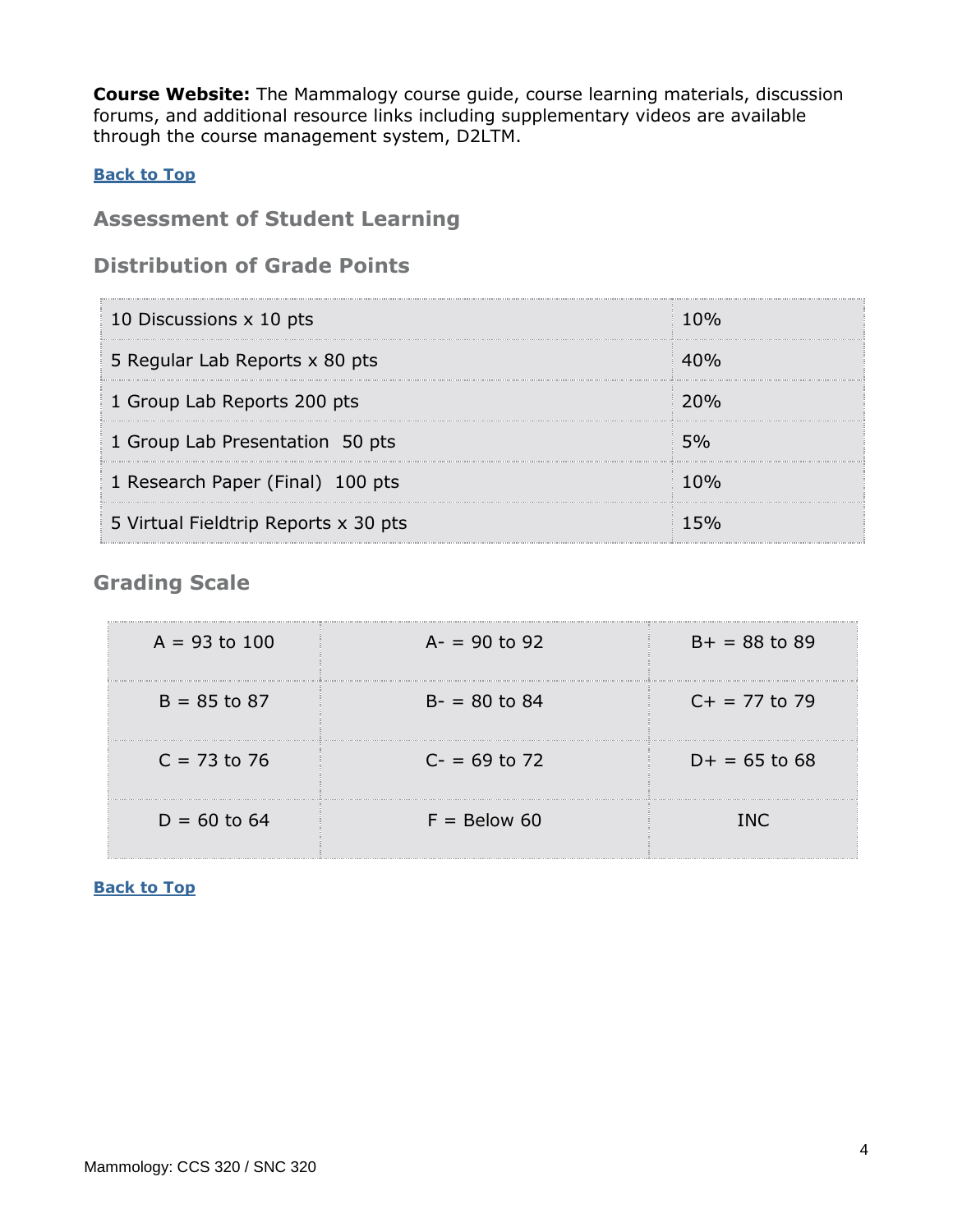**Course Website:** The Mammalogy course guide, course learning materials, discussion forums, and additional resource links including supplementary videos are available through the course management system, D2LTM.

[Back to Top](#)

## Assessment of Student Learning

### Distribution of Grade Points

| | |
|---|---|
| 10 Discussions x 10 pts | 10% |
| 5 Regular Lab Reports x 80 pts | 40% |
| 1 Group Lab Reports 200 pts | 20% |
| 1 Group Lab Presentation 50 pts | 5% |
| 1 Research Paper (Final) 100 pts | 10% |
| 5 Virtual Fieldtrip Reports x 30 pts | 15% |

### Grading Scale

| | | |
|---|---|---|
| A = 93 to 100 | A- = 90 to 92 | B+ = 88 to 89 |
| B = 85 to 87 | B- = 80 to 84 | C+ = 77 to 79 |
| C = 73 to 76 | C- = 69 to 72 | D+ = 65 to 68 |
| D = 60 to 64 | F = Below 60 | INC |

[Back to Top](#)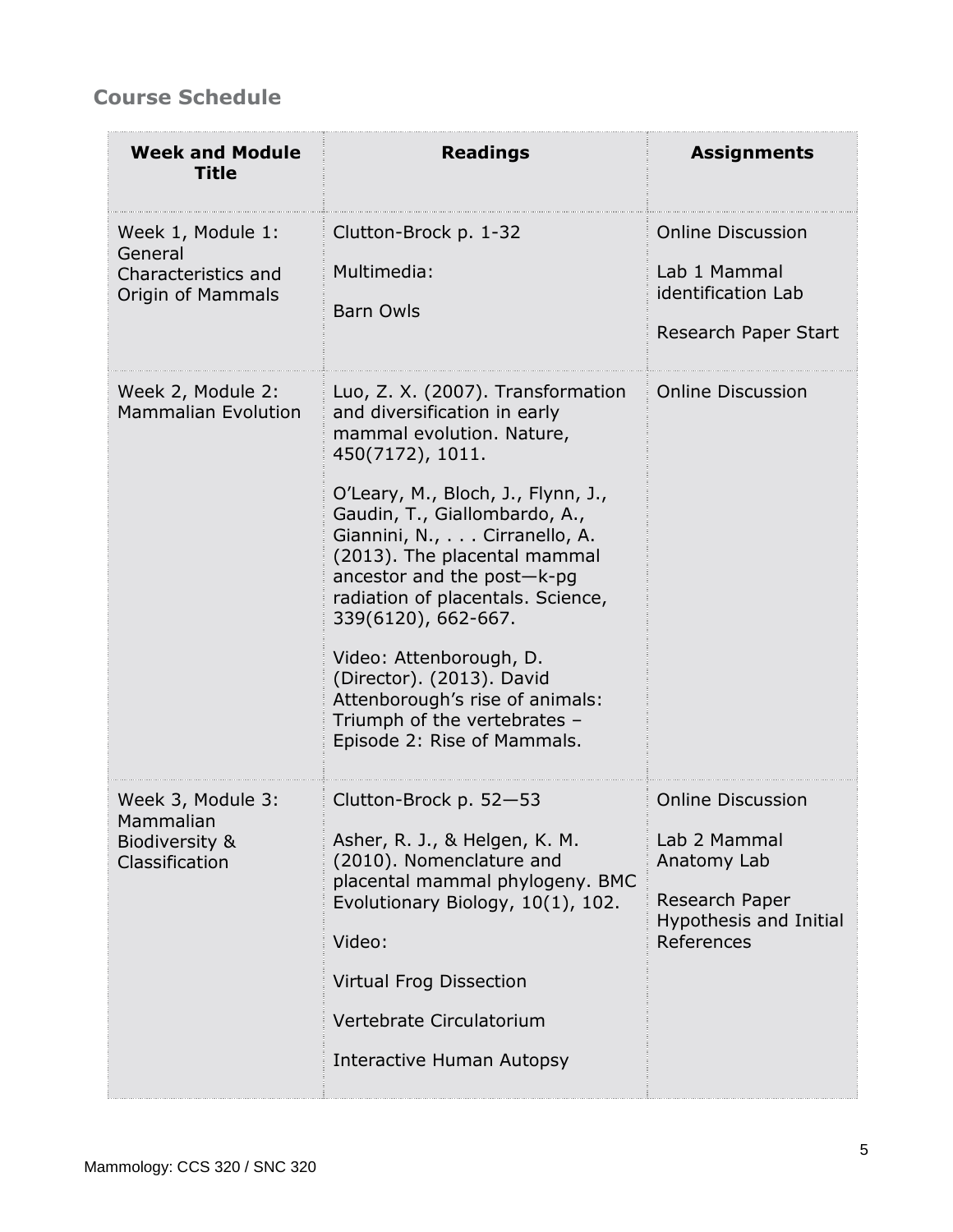## Course Schedule

| Week and Module Title | Readings | Assignments |
| --- | --- | --- |
| Week 1, Module 1: General Characteristics and Origin of Mammals | Clutton-Brock p. 1-32<br><br>Multimedia:<br><br>Barn Owls | Online Discussion<br><br>Lab 1 Mammal identification Lab<br><br>Research Paper Start |
| Week 2, Module 2: Mammalian Evolution | Luo, Z. X. (2007). Transformation and diversification in early mammal evolution. Nature, 450(7172), 1011.<br><br>O'Leary, M., Bloch, J., Flynn, J., Gaudin, T., Giallombardo, A., Giannini, N., . . . Cirranello, A. (2013). The placental mammal ancestor and the post—k-pg radiation of placentals. Science, 339(6120), 662-667.<br><br>Video: Attenborough, D. (Director). (2013). David Attenborough's rise of animals: Triumph of the vertebrates – Episode 2: Rise of Mammals. | Online Discussion |
| Week 3, Module 3: Mammalian Biodiversity & Classification | Clutton-Brock p. 52—53<br><br>Asher, R. J., & Helgen, K. M. (2010). Nomenclature and placental mammal phylogeny. BMC Evolutionary Biology, 10(1), 102.<br><br>Video:<br><br>Virtual Frog Dissection<br><br>Vertebrate Circulatorium<br><br>Interactive Human Autopsy | Online Discussion<br><br>Lab 2 Mammal Anatomy Lab<br><br>Research Paper Hypothesis and Initial References |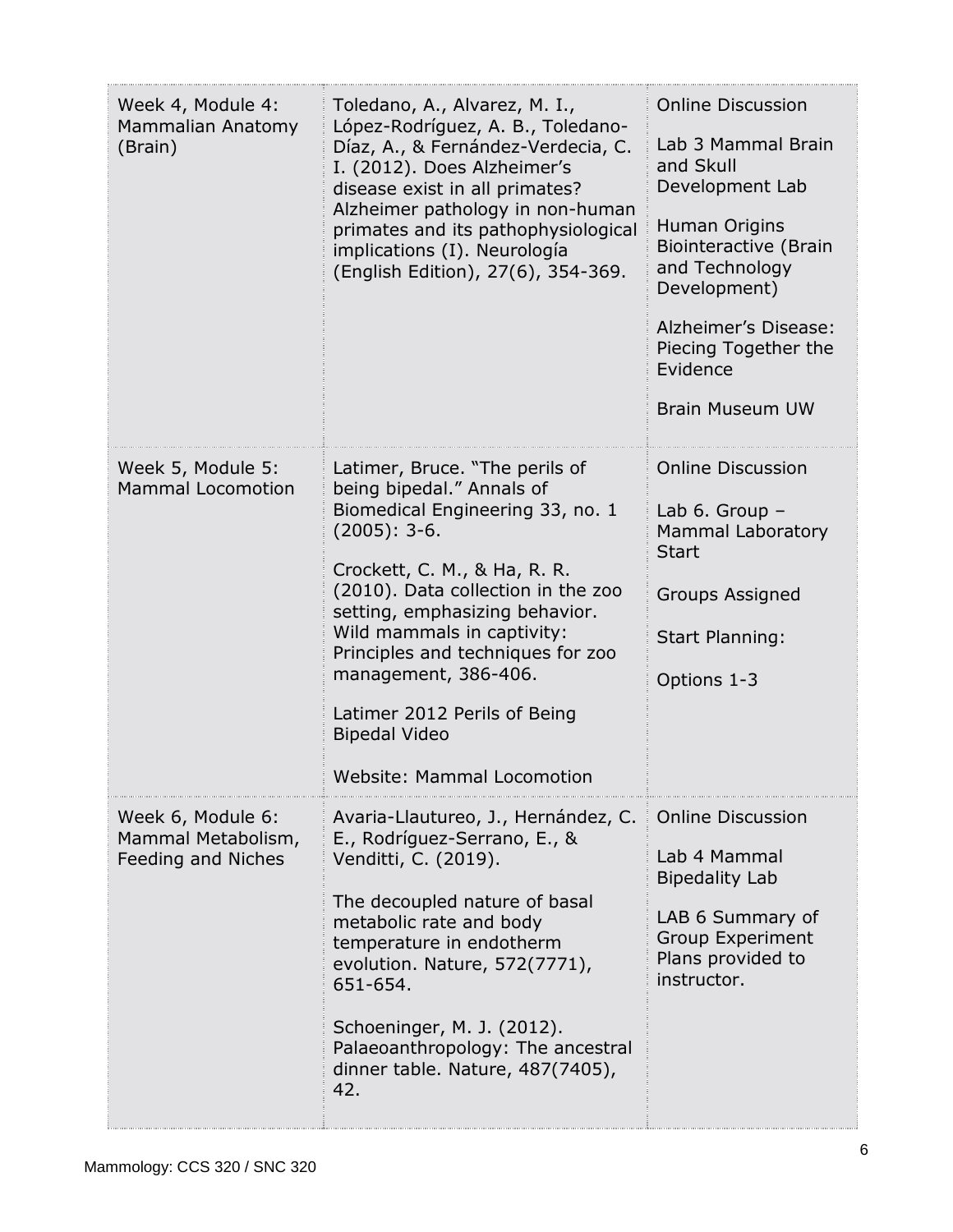| | | |
|---|---|---|
| Week 4, Module 4: Mammalian Anatomy (Brain) | Toledano, A., Alvarez, M. I., López-Rodríguez, A. B., Toledano-Díaz, A., & Fernández-Verdecia, C. I. (2012). Does Alzheimer's disease exist in all primates? Alzheimer pathology in non-human primates and its pathophysiological implications (I). Neurología (English Edition), 27(6), 354-369. | Online Discussion<br><br>Lab 3 Mammal Brain and Skull Development Lab<br><br>Human Origins Biointeractive (Brain and Technology Development)<br><br>Alzheimer's Disease: Piecing Together the Evidence<br><br>Brain Museum UW |
| Week 5, Module 5: Mammal Locomotion | Latimer, Bruce. "The perils of being bipedal." Annals of Biomedical Engineering 33, no. 1 (2005): 3-6.<br><br>Crockett, C. M., & Ha, R. R. (2010). Data collection in the zoo setting, emphasizing behavior. Wild mammals in captivity: Principles and techniques for zoo management, 386-406.<br><br>Latimer 2012 Perils of Being Bipedal Video<br><br>Website: Mammal Locomotion | Online Discussion<br><br>Lab 6. Group – Mammal Laboratory Start<br><br>Groups Assigned<br><br>Start Planning:<br><br>Options 1-3 |
| Week 6, Module 6: Mammal Metabolism, Feeding and Niches | Avaria-Llautureo, J., Hernández, C. E., Rodríguez-Serrano, E., & Venditti, C. (2019).<br><br>The decoupled nature of basal metabolic rate and body temperature in endotherm evolution. Nature, 572(7771), 651-654.<br><br>Schoeninger, M. J. (2012). Palaeoanthropology: The ancestral dinner table. Nature, 487(7405), 42. | Online Discussion<br><br>Lab 4 Mammal Bipedality Lab<br><br>LAB 6 Summary of Group Experiment Plans provided to instructor. |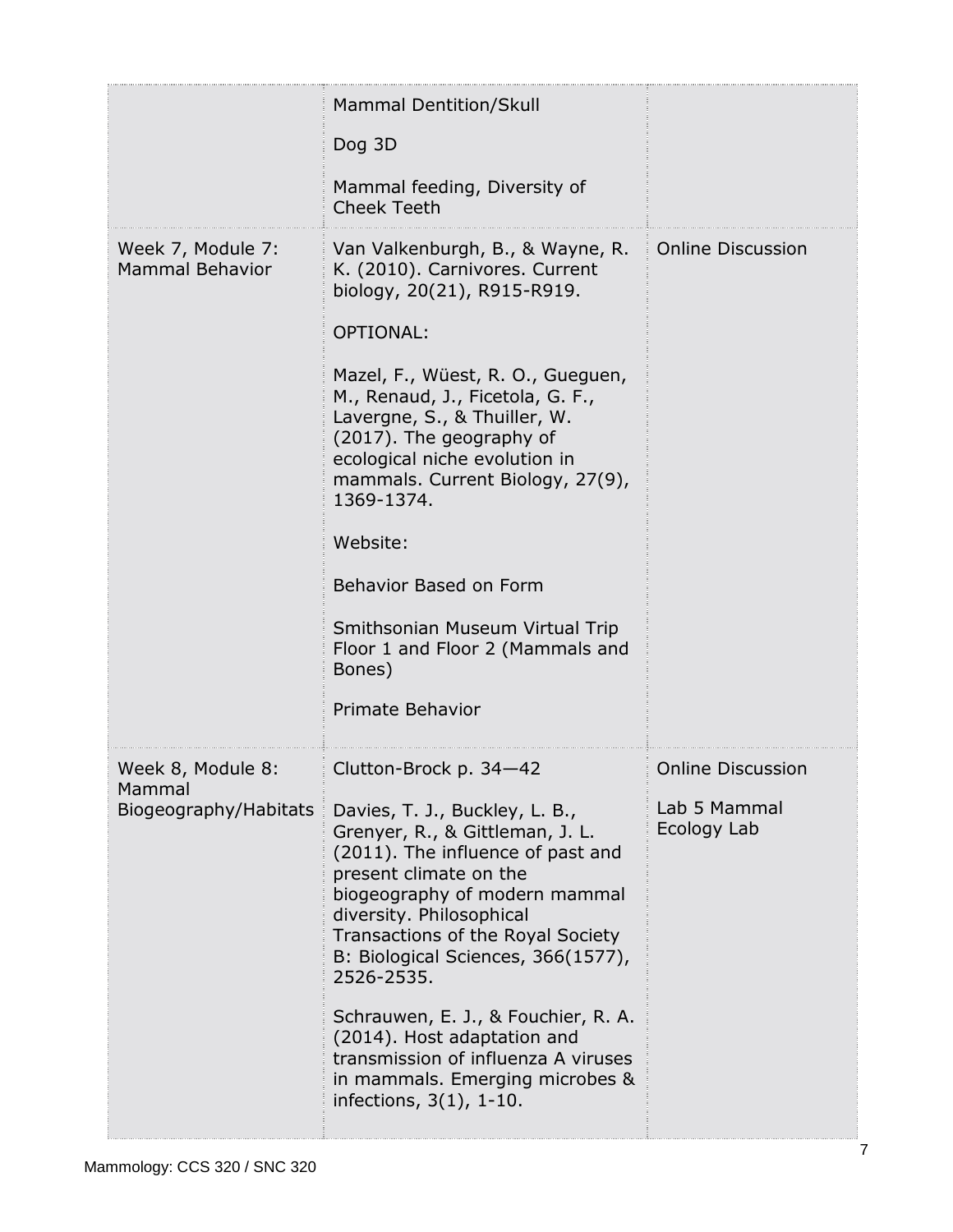| | | |
|---|---|---|
| | Mammal Dentition/Skull<br><br>Dog 3D<br><br>Mammal feeding, Diversity of Cheek Teeth | |
| Week 7, Module 7: Mammal Behavior | Van Valkenburgh, B., & Wayne, R. K. (2010). Carnivores. Current biology, 20(21), R915-R919.<br><br>OPTIONAL:<br><br>Mazel, F., Wüest, R. O., Gueguen, M., Renaud, J., Ficetola, G. F., Lavergne, S., & Thuiller, W. (2017). The geography of ecological niche evolution in mammals. Current Biology, 27(9), 1369-1374.<br><br>Website:<br><br>Behavior Based on Form<br><br>Smithsonian Museum Virtual Trip Floor 1 and Floor 2 (Mammals and Bones)<br><br>Primate Behavior | Online Discussion |
| Week 8, Module 8: Mammal Biogeography/Habitats | Clutton-Brock p. 34—42<br><br>Davies, T. J., Buckley, L. B., Grenyer, R., & Gittleman, J. L. (2011). The influence of past and present climate on the biogeography of modern mammal diversity. Philosophical Transactions of the Royal Society B: Biological Sciences, 366(1577), 2526-2535.<br><br>Schrauwen, E. J., & Fouchier, R. A. (2014). Host adaptation and transmission of influenza A viruses in mammals. Emerging microbes & infections, 3(1), 1-10. | Online Discussion<br><br>Lab 5 Mammal Ecology Lab |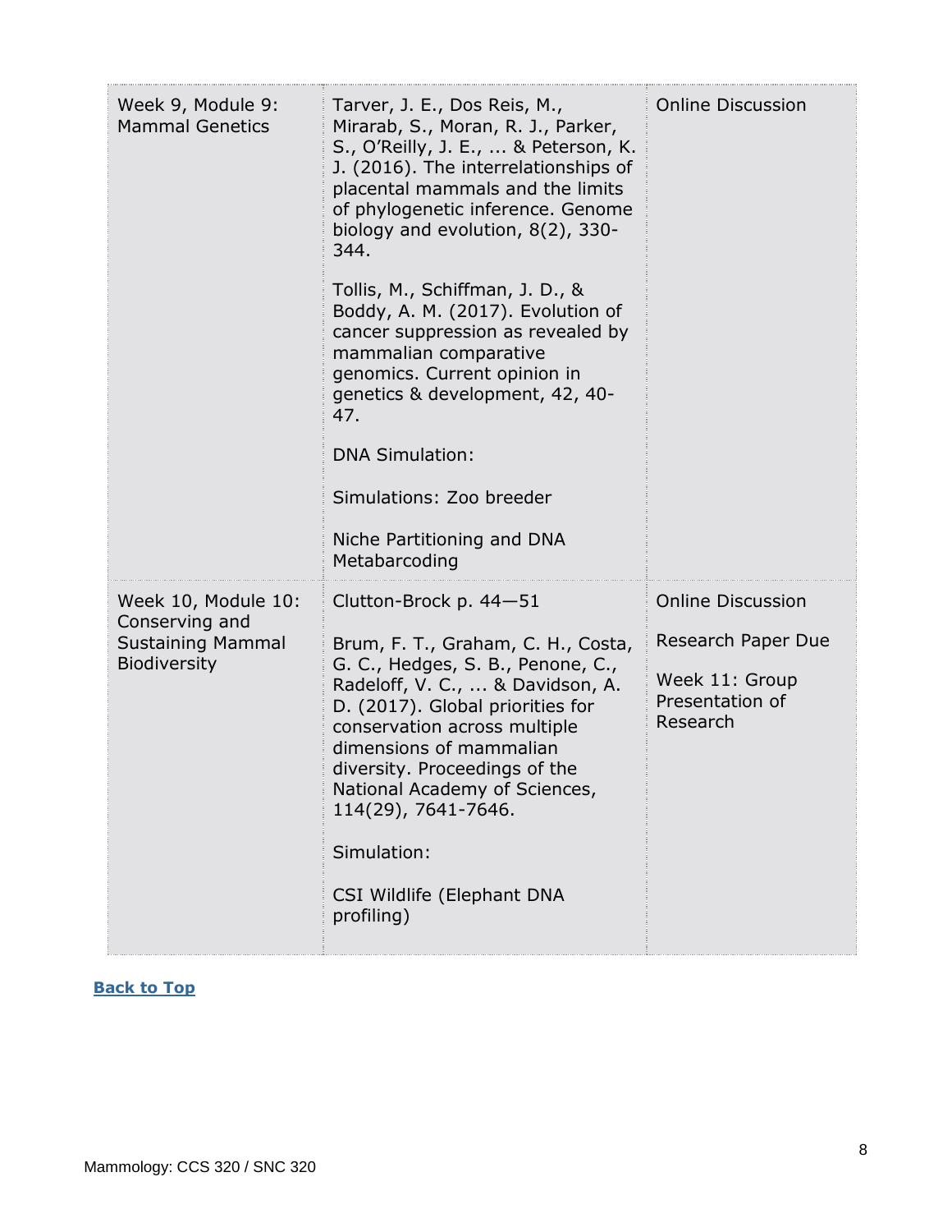| Week 9, Module 9: Mammal Genetics | Tarver, J. E., Dos Reis, M., Mirarab, S., Moran, R. J., Parker, S., O'Reilly, J. E., ... & Peterson, K. J. (2016). The interrelationships of placental mammals and the limits of phylogenetic inference. Genome biology and evolution, 8(2), 330-344.<br><br>Tollis, M., Schiffman, J. D., & Boddy, A. M. (2017). Evolution of cancer suppression as revealed by mammalian comparative genomics. Current opinion in genetics & development, 42, 40-47.<br><br>DNA Simulation:<br><br>Simulations: Zoo breeder<br><br>Niche Partitioning and DNA Metabarcoding | Online Discussion |
|---|---|---|
| Week 10, Module 10: Conserving and Sustaining Mammal Biodiversity | Clutton-Brock p. 44—51<br><br>Brum, F. T., Graham, C. H., Costa, G. C., Hedges, S. B., Penone, C., Radeloff, V. C., ... & Davidson, A. D. (2017). Global priorities for conservation across multiple dimensions of mammalian diversity. Proceedings of the National Academy of Sciences, 114(29), 7641-7646.<br><br>Simulation:<br><br>CSI Wildlife (Elephant DNA profiling) | Online Discussion<br><br>Research Paper Due<br><br>Week 11: Group Presentation of Research |

**Back to Top**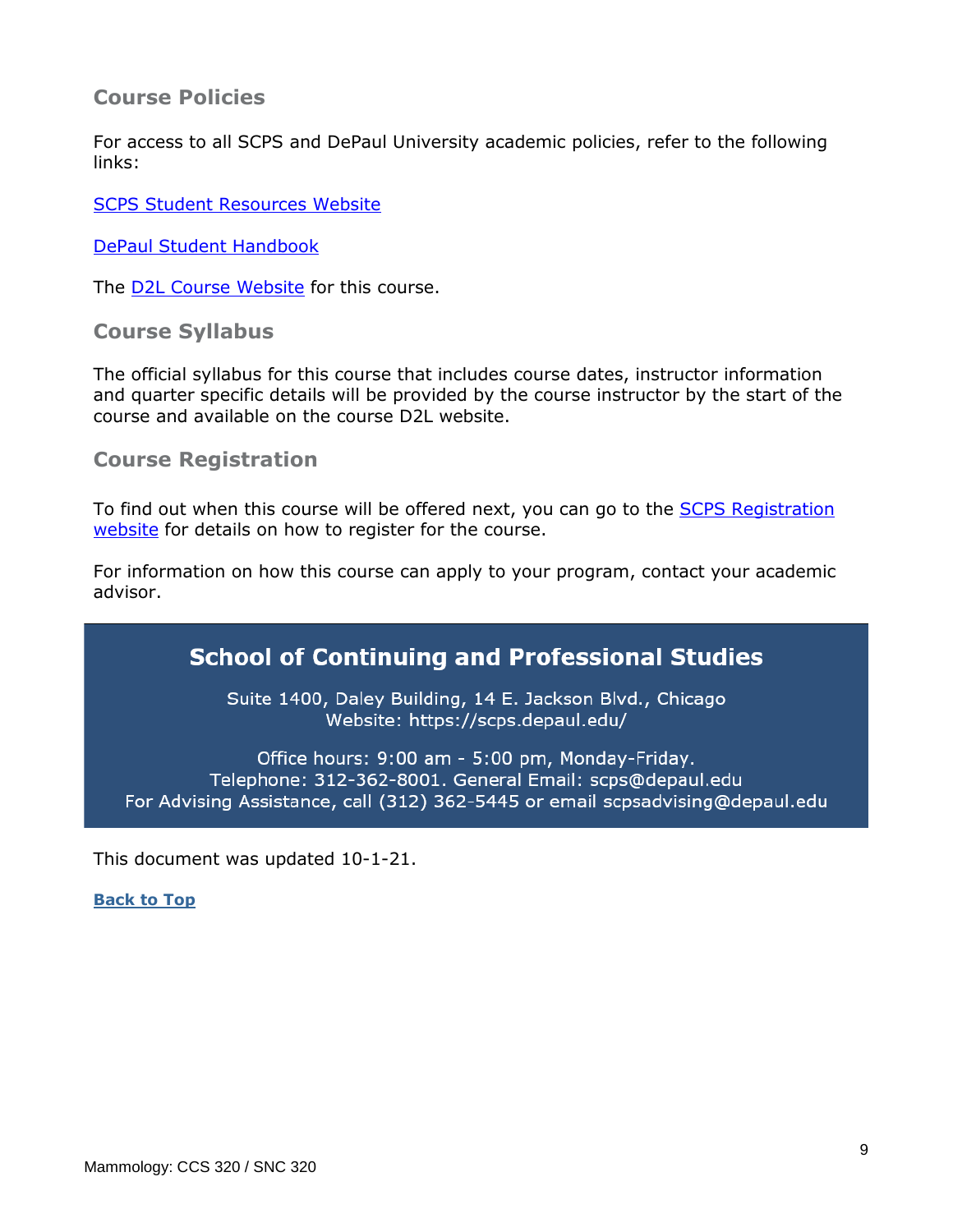## Course Policies

For access to all SCPS and DePaul University academic policies, refer to the following links:

SCPS Student Resources Website

DePaul Student Handbook

The D2L Course Website for this course.

## Course Syllabus

The official syllabus for this course that includes course dates, instructor information and quarter specific details will be provided by the course instructor by the start of the course and available on the course D2L website.

## Course Registration

To find out when this course will be offered next, you can go to the SCPS Registration website for details on how to register for the course.

For information on how this course can apply to your program, contact your academic advisor.

**School of Continuing and Professional Studies**

Suite 1400, Daley Building, 14 E. Jackson Blvd., Chicago
Website: https://scps.depaul.edu/

Office hours: 9:00 am - 5:00 pm, Monday-Friday.
Telephone: 312-362-8001. General Email: scps@depaul.edu
For Advising Assistance, call (312) 362-5445 or email scpsadvising@depaul.edu

This document was updated 10-1-21.

**Back to Top**